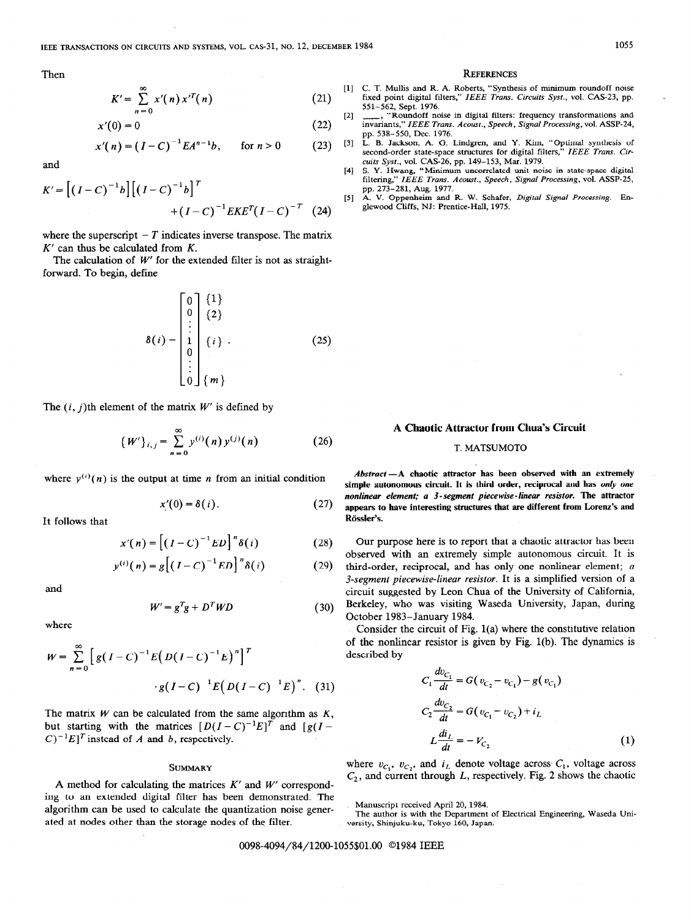Then

$$K' = \sum_{n=0}^{\infty} x'(n) x'^T(n) \tag{21}$$

$$x'(0) = 0 \tag{22}$$

$$x'(n) = (I - C)^{-1} E A^{n-1} b, \qquad \text{for } n > 0 \tag{23}$$

and

$$K' = \left[(I-C)^{-1} b\right]\left[(I-C)^{-1} b\right]^T + (I-C)^{-1} E K E^T (I-C)^{-T} \tag{24}$$

where the superscript $-T$ indicates inverse transpose. The matrix $K'$ can thus be calculated from $K$.

The calculation of $W'$ for the extended filter is not as straightforward. To begin, define

$$\delta(i) = \begin{bmatrix} 0 \\ 0 \\ \vdots \\ 1 \\ 0 \\ \vdots \\ 0 \end{bmatrix} \begin{matrix} \{1\} \\ \{2\} \\ \\ \{i\} \\ \\ \\ \{m\} \end{matrix}. \tag{25}$$

The $(i, j)$th element of the matrix $W'$ is defined by

$$\{W'\}_{i,j} = \sum_{n=0}^{\infty} y^{(i)}(n) y^{(j)}(n) \tag{26}$$

where $y^{(i)}(n)$ is the output at time $n$ from an initial condition

$$x'(0) = \delta(i). \tag{27}$$

It follows that

$$x'(n) = \left[(I-C)^{-1} E D\right]^n \delta(i) \tag{28}$$

$$y^{(i)}(n) = g\left[(I-C)^{-1} E D\right]^n \delta(i) \tag{29}$$

and

$$W' = g^T g + D^T W D \tag{30}$$

where

$$W = \sum_{n=0}^{\infty} \left[g(I-C)^{-1} E \left(D(I-C)^{-1} E\right)^n\right]^T \cdot g(I-C)^{-1} E \left(D(I-C)^{-1} E\right)^n. \tag{31}$$

The matrix $W$ can be calculated from the same algorithm as $K$, but starting with the matrices $[D(I-C)^{-1}E]^T$ and $[g(I-C)^{-1}E]^T$ instead of $A$ and $b$, respectively.

## Summary

A method for calculating the matrices $K'$ and $W'$ corresponding to an extended digital filter has been demonstrated. The algorithm can be used to calculate the quantization noise generated at nodes other than the storage nodes of the filter.

## References

[1] C. T. Mullis and R. A. Roberts, "Synthesis of minimum roundoff noise fixed point digital filters," *IEEE Trans. Circuits Syst.*, vol. CAS-23, pp. 551–562, Sept. 1976.

[2] ——, "Roundoff noise in digital filters: frequency transformations and invariants," *IEEE Trans. Acoust., Speech, Signal Processing*, vol. ASSP-24, pp. 538–550, Dec. 1976.

[3] L. B. Jackson, A. G. Lindgren, and Y. Kim, "Optimal synthesis of second-order state-space structures for digital filters," *IEEE Trans. Circuits Syst.*, vol. CAS-26, pp. 149–153, Mar. 1979.

[4] S. Y. Hwang, "Minimum uncorrelated unit noise in state-space digital filtering," *IEEE Trans. Acoust., Speech, Signal Processing*, vol. ASSP-25, pp. 273–281, Aug. 1977.

[5] A. V. Oppenheim and R. W. Schafer, *Digital Signal Processing*. Englewood Cliffs, NJ: Prentice-Hall, 1975.

# A Chaotic Attractor from Chua's Circuit

T. MATSUMOTO

***Abstract*—A chaotic attractor has been observed with an extremely simple autonomous circuit. It is third order, reciprocal and has *only one nonlinear element; a 3-segment piecewise-linear resistor.* The attractor appears to have interesting structures that are different from Lorenz's and Rössler's.**

Our purpose here is to report that a chaotic attractor has been observed with an extremely simple autonomous circuit. It is third-order, reciprocal, and has only one nonlinear element; *a 3-segment piecewise-linear resistor*. It is a simplified version of a circuit suggested by Leon Chua of the University of California, Berkeley, who was visiting Waseda University, Japan, during October 1983–January 1984.

Consider the circuit of Fig. 1(a) where the constitutive relation of the nonlinear resistor is given by Fig. 1(b). The dynamics is described by

$$C_1 \frac{dv_{C_1}}{dt} = G(v_{C_2} - v_{C_1}) - g(v_{C_1})$$

$$C_2 \frac{dv_{C_2}}{dt} = G(v_{C_1} - v_{C_2}) + i_L$$

$$L \frac{di_L}{dt} = -V_{C_2} \tag{1}$$

where $v_{C_1}$, $v_{C_2}$, and $i_L$ denote voltage across $C_1$, voltage across $C_2$, and current through $L$, respectively. Fig. 2 shows the chaotic

Manuscript received April 20, 1984.

The author is with the Department of Electrical Engineering, Waseda University, Shinjuku-ku, Tokyo 160, Japan.

0098-4094/84/1200-1055$01.00 ©1984 IEEE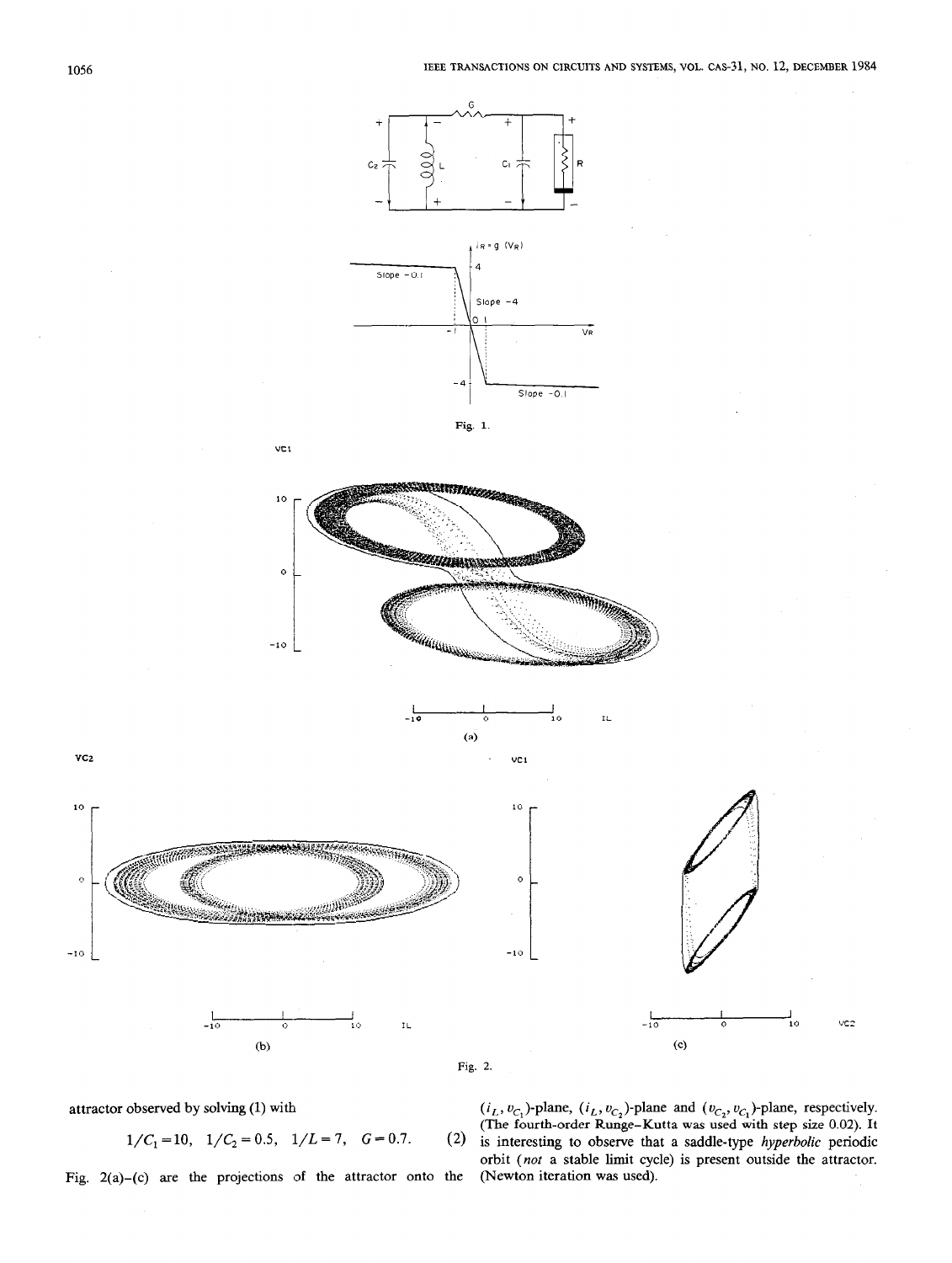Fig. 1.

Fig. 2.

attractor observed by solving (1) with

$$1/C_1 = 10, \quad 1/C_2 = 0.5, \quad 1/L = 7, \quad G = 0.7. \tag{2}$$

Fig. 2(a)–(c) are the projections of the attractor onto the $(i_L, v_{C_1})$-plane, $(i_L, v_{C_2})$-plane and $(v_{C_2}, v_{C_1})$-plane, respectively. (The fourth-order Runge–Kutta was used with step size 0.02). It is interesting to observe that a saddle-type *hyperbolic* periodic orbit (*not* a stable limit cycle) is present outside the attractor. (Newton iteration was used).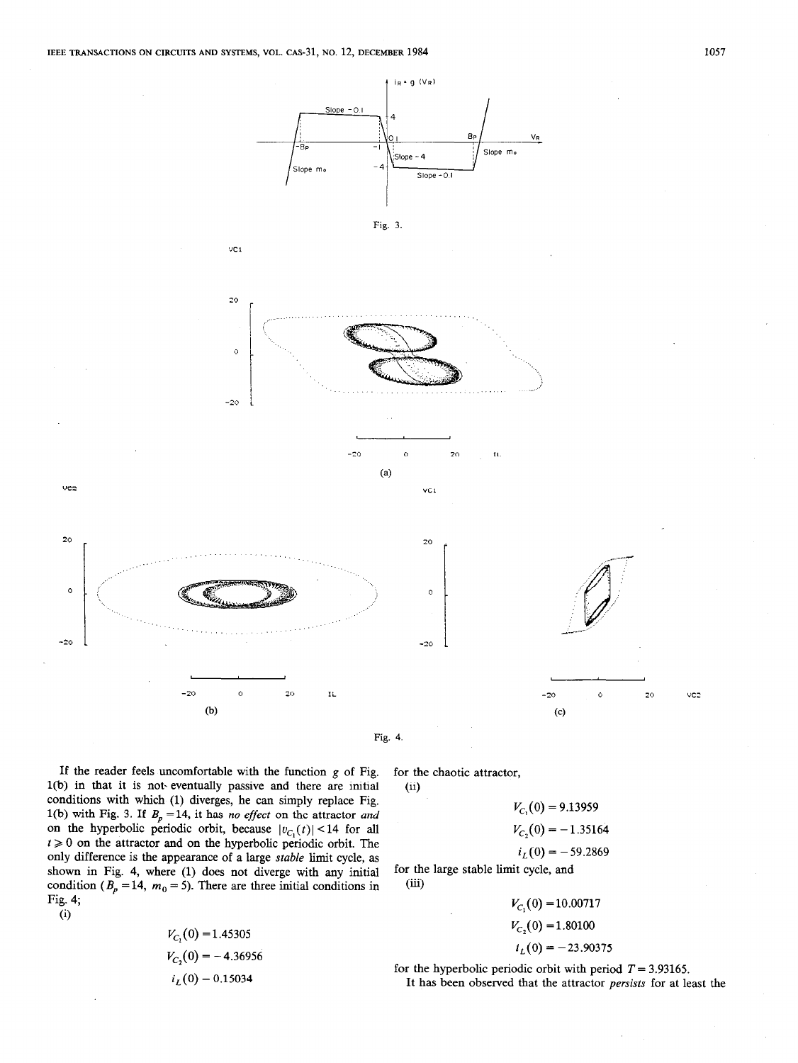Fig. 3.

Fig. 4.

If the reader feels uncomfortable with the function $g$ of Fig. 1(b) in that it is not eventually passive and there are initial conditions with which (1) diverges, he can simply replace Fig. 1(b) with Fig. 3. If $B_p = 14$, it has *no effect* on the attractor *and* on the hyperbolic periodic orbit, because $|v_{C_1}(t)| < 14$ for all $t \geq 0$ on the attractor and on the hyperbolic periodic orbit. The only difference is the appearance of a large *stable* limit cycle, as shown in Fig. 4, where (1) does not diverge with any initial condition ($B_p = 14$, $m_0 = 5$). There are three initial conditions in Fig. 4;

(i)

$$V_{C_1}(0) = 1.45305$$
$$V_{C_2}(0) = -4.36956$$
$$i_L(0) - 0.15034$$

for the chaotic attractor,

(ii)

$$V_{C_1}(0) = 9.13959$$
$$V_{C_2}(0) = -1.35164$$
$$i_L(0) = -59.2869$$

for the large stable limit cycle, and

(iii)

$$V_{C_1}(0) = 10.00717$$
$$V_{C_2}(0) = 1.80100$$
$$i_L(0) = -23.90375$$

for the hyperbolic periodic orbit with period $T = 3.93165$.

It has been observed that the attractor *persists* for at least the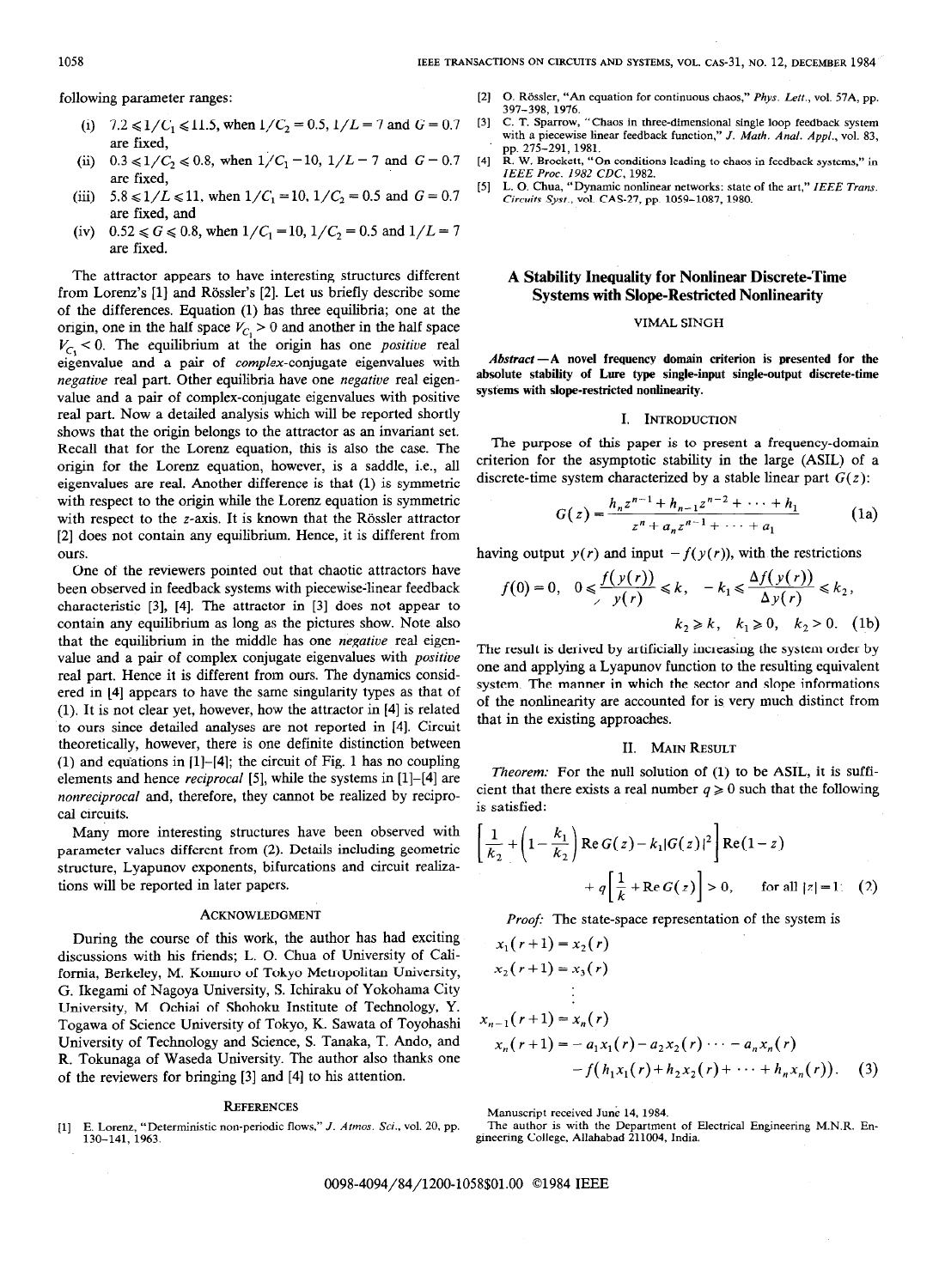following parameter ranges:

(i) $7.2 \leqslant 1/C_1 \leqslant 11.5$, when $1/C_2 = 0.5$, $1/L = 7$ and $G = 0.7$ are fixed,

(ii) $0.3 \leqslant 1/C_2 \leqslant 0.8$, when $1/C_1 = 10$, $1/L = 7$ and $G = 0.7$ are fixed,

(iii) $5.8 \leqslant 1/L \leqslant 11$, when $1/C_1 = 10$, $1/C_2 = 0.5$ and $G = 0.7$ are fixed, and

(iv) $0.52 \leqslant G \leqslant 0.8$, when $1/C_1 = 10$, $1/C_2 = 0.5$ and $1/L = 7$ are fixed.

The attractor appears to have interesting structures different from Lorenz's [1] and Rössler's [2]. Let us briefly describe some of the differences. Equation (1) has three equilibria; one at the origin, one in the half space $V_{C_1} > 0$ and another in the half space $V_{C_1} < 0$. The equilibrium at the origin has one *positive* real eigenvalue and a pair of *complex*-conjugate eigenvalues with *negative* real part. Other equilibria have one *negative* real eigenvalue and a pair of complex-conjugate eigenvalues with positive real part. Now a detailed analysis which will be reported shortly shows that the origin belongs to the attractor as an invariant set. Recall that for the Lorenz equation, this is also the case. The origin for the Lorenz equation, however, is a saddle, i.e., all eigenvalues are real. Another difference is that (1) is symmetric with respect to the origin while the Lorenz equation is symmetric with respect to the $z$-axis. It is known that the Rössler attractor [2] does not contain any equilibrium. Hence, it is different from ours.

One of the reviewers pointed out that chaotic attractors have been observed in feedback systems with piecewise-linear feedback characteristic [3], [4]. The attractor in [3] does not appear to contain any equilibrium as long as the pictures show. Note also that the equilibrium in the middle has one *negative* real eigenvalue and a pair of complex conjugate eigenvalues with *positive* real part. Hence it is different from ours. The dynamics considered in [4] appears to have the same singularity types as that of (1). It is not clear yet, however, how the attractor in [4] is related to ours since detailed analyses are not reported in [4]. Circuit theoretically, however, there is one definite distinction between (1) and equations in [1]–[4]; the circuit of Fig. 1 has no coupling elements and hence *reciprocal* [5], while the systems in [1]–[4] are *nonreciprocal* and, therefore, they cannot be realized by reciprocal circuits.

Many more interesting structures have been observed with parameter values different from (2). Details including geometric structure, Lyapunov exponents, bifurcations and circuit realizations will be reported in later papers.

## Acknowledgment

During the course of this work, the author has had exciting discussions with his friends; L. O. Chua of University of California, Berkeley, M. Komuro of Tokyo Metropolitan University, G. Ikegami of Nagoya University, S. Ichiraku of Yokohama City University, M. Ochiai of Shohoku Institute of Technology, Y. Togawa of Science University of Tokyo, K. Sawata of Toyohashi University of Technology and Science, S. Tanaka, T. Ando, and R. Tokunaga of Waseda University. The author also thanks one of the reviewers for bringing [3] and [4] to his attention.

## References

[1] E. Lorenz, "Deterministic non-periodic flows," *J. Atmos. Sci.*, vol. 20, pp. 130–141, 1963.

[2] O. Rössler, "An equation for continuous chaos," *Phys. Lett.*, vol. 57A, pp. 397–398, 1976.

[3] C. T. Sparrow, "Chaos in three-dimensional single loop feedback system with a piecewise linear feedback function," *J. Math. Anal. Appl.*, vol. 83, pp. 275–291, 1981.

[4] R. W. Brockett, "On conditions leading to chaos in feedback systems," in *IEEE Proc. 1982 CDC*, 1982.

[5] L. O. Chua, "Dynamic nonlinear networks: state of the art," *IEEE Trans. Circuits Syst.*, vol. CAS-27, pp. 1059–1087, 1980.

# A Stability Inequality for Nonlinear Discrete-Time Systems with Slope-Restricted Nonlinearity

VIMAL SINGH

***Abstract*—A novel frequency domain criterion is presented for the absolute stability of Lure type single-input single-output discrete-time systems with slope-restricted nonlinearity.**

## I. Introduction

The purpose of this paper is to present a frequency-domain criterion for the asymptotic stability in the large (ASIL) of a discrete-time system characterized by a stable linear part $G(z)$:

$$G(z) = \frac{h_n z^{n-1} + h_{n-1} z^{n-2} + \cdots + h_1}{z^n + a_n z^{n-1} + \cdots + a_1} \tag{1a}$$

having output $y(r)$ and input $-f(y(r))$, with the restrictions

$$f(0) = 0, \quad 0 \leqslant \frac{f(y(r))}{y(r)} \leqslant k, \quad -k_1 \leqslant \frac{\Delta f(y(r))}{\Delta y(r)} \leqslant k_2,$$
$$k_2 \geqslant k, \quad k_1 \geqslant 0, \quad k_2 > 0. \tag{1b}$$

The result is derived by artificially increasing the system order by one and applying a Lyapunov function to the resulting equivalent system. The manner in which the sector and slope informations of the nonlinearity are accounted for is very much distinct from that in the existing approaches.

## II. Main Result

*Theorem:* For the null solution of (1) to be ASIL, it is sufficient that there exists a real number $q \geqslant 0$ such that the following is satisfied:

$$\left[\frac{1}{k_2} + \left(1 - \frac{k_1}{k_2}\right)\operatorname{Re} G(z) - k_1 |G(z)|^2\right]\operatorname{Re}(1 - z)$$
$$+ q\left[\frac{1}{k} + \operatorname{Re} G(z)\right] > 0, \qquad \text{for all } |z| = 1. \tag{2}$$

*Proof:* The state-space representation of the system is

$$\begin{aligned}
x_1(r+1) &= x_2(r)\\
x_2(r+1) &= x_3(r)\\
&\;\;\vdots\\
x_{n-1}(r+1) &= x_n(r)\\
x_n(r+1) &= -a_1 x_1(r) - a_2 x_2(r) \cdots - a_n x_n(r)\\
&\quad - f(h_1 x_1(r) + h_2 x_2(r) + \cdots + h_n x_n(r)).
\end{aligned} \tag{3}$$

Manuscript received June 14, 1984.

The author is with the Department of Electrical Engineering M.N.R. Engineering College, Allahabad 211004, India.

0098-4094/84/1200-1058$01.00 ©1984 IEEE